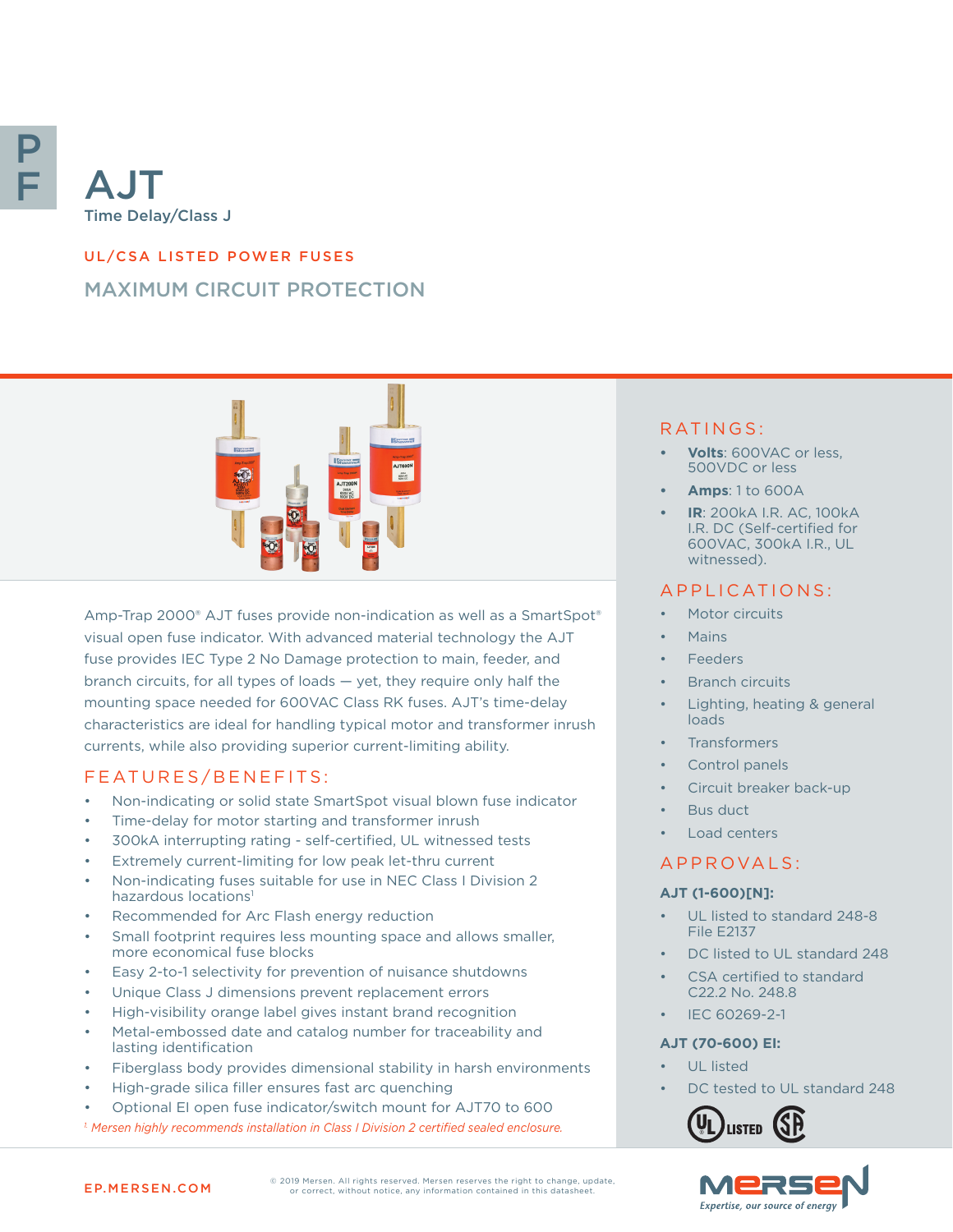# AJT

Time Delay/Class J

UL/CSA LISTED POWER FUSES

## MAXIMUM CIRCUIT PROTECTION

Amp-Trap 2000® AJT fuses provide non-indication as well as a SmartSpot® visual open fuse indicator. With advanced material technology the AJT fuse provides IEC Type 2 No Damage protection to main, feeder, and branch circuits, for all types of loads — yet, they require only half the mounting space needed for 600VAC Class RK fuses. AJT's time-delay characteristics are ideal for handling typical motor and transformer inrush currents, while also providing superior current-limiting ability.

## FEATURES/BENEFITS:

- Non-indicating or solid state SmartSpot visual blown fuse indicator
- Time-delay for motor starting and transformer inrush
- 300kA interrupting rating - self-certified, UL witnessed tests
- Extremely current-limiting for low peak let-thru current
- Non-indicating fuses suitable for use in NEC Class I Division 2 hazardous locations[1]
- Recommended for Arc Flash energy reduction
- Small footprint requires less mounting space and allows smaller, more economical fuse blocks
- Easy 2-to-1 selectivity for prevention of nuisance shutdowns
- Unique Class J dimensions prevent replacement errors
- High-visibility orange label gives instant brand recognition
- Metal-embossed date and catalog number for traceability and lasting identification
- Fiberglass body provides dimensional stability in harsh environments
- High-grade silica filler ensures fast arc quenching
- Optional EI open fuse indicator/switch mount for AJT70 to 600

*[1] Mersen highly recommends installation in Class I Division 2 certified sealed enclosure.*

## RATINGS:

- **Volts**: 600VAC or less, 500VDC or less
- **Amps**: 1 to 600A
- **IR**: 200kA I.R. AC, 100kA I.R. DC (Self-certified for 600VAC, 300kA I.R., UL witnessed).

## APPLICATIONS:

- Motor circuits
- Mains
- Feeders
- Branch circuits
- Lighting, heating & general loads
- Transformers
- Control panels
- Circuit breaker back-up
- Bus duct
- Load centers

## APPROVALS:

### AJT (1-600)[N]:

- UL listed to standard 248-8 File E2137
- DC listed to UL standard 248
- CSA certified to standard C22.2 No. 248.8
- IEC 60269-2-1

### AJT (70-600) EI:

- UL listed
- DC tested to UL standard 248

EP.MERSEN.COM

© 2019 Mersen. All rights reserved. Mersen reserves the right to change, update, or correct, without notice, any information contained in this datasheet.

Expertise, our source of energy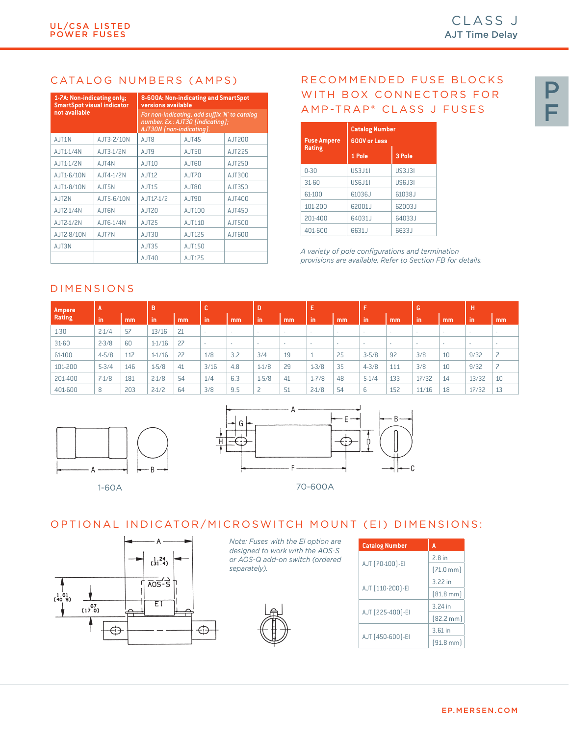UL/CSA LISTED POWER FUSES

# CLASS J
## AJT Time Delay

## CATALOG NUMBERS (AMPS)

| 1-7A: Non-indicating only; SmartSpot visual indicator not available | | 8-600A: Non-indicating and SmartSpot versions available *For non-indicating, add suffix 'N' to catalog number. Ex.: AJT30 (indicating); AJT30N (non-indicating).* | | |
|---|---|---|---|---|
| AJT1N | AJT3-2/10N | AJT8 | AJT45 | AJT200 |
| AJT1-1/4N | AJT3-1/2N | AJT9 | AJT50 | AJT225 |
| AJT1-1/2N | AJT4N | AJT10 | AJT60 | AJT250 |
| AJT1-6/10N | AJT4-1/2N | AJT12 | AJT70 | AJT300 |
| AJT1-8/10N | AJT5N | AJT15 | AJT80 | AJT350 |
| AJT2N | AJT5-6/10N | AJT17-1/2 | AJT90 | AJT400 |
| AJT2-1/4N | AJT6N | AJT20 | AJT100 | AJT450 |
| AJT2-1/2N | AJT6-1/4N | AJT25 | AJT110 | AJT500 |
| AJT2-8/10N | AJT7N | AJT30 | AJT125 | AJT600 |
| AJT3N | | AJT35 | AJT150 | |
| | | AJT40 | AJT175 | |

## RECOMMENDED FUSE BLOCKS WITH BOX CONNECTORS FOR AMP-TRAP® CLASS J FUSES

| Fuse Ampere Rating | Catalog Number 600V or Less | |
|---|---|---|
| | 1 Pole | 3 Pole |
| 0-30 | US3J1I | US3J3I |
| 31-60 | US6J1I | US6J3I |
| 61-100 | 61036J | 61038J |
| 101-200 | 62001J | 62003J |
| 201-400 | 64031J | 64033J |
| 401-600 | 6631J | 6633J |

*A variety of pole configurations and termination provisions are available. Refer to Section FB for details.*

## DIMENSIONS

| Ampere Rating | A | | B | | C | | D | | E | | F | | G | | H | |
|---|---|---|---|---|---|---|---|---|---|---|---|---|---|---|---|---|
| | in | mm | in | mm | in | mm | in | mm | in | mm | in | mm | in | mm | in | mm |
| 1-30 | 2-1/4 | 57 | 13/16 | 21 | - | - | - | - | - | - | - | - | - | - | - | - |
| 31-60 | 2-3/8 | 60 | 1-1/16 | 27 | - | - | - | - | - | - | - | - | - | - | - | - |
| 61-100 | 4-5/8 | 117 | 1-1/16 | 27 | 1/8 | 3.2 | 3/4 | 19 | 1 | 25 | 3-5/8 | 92 | 3/8 | 10 | 9/32 | 7 |
| 101-200 | 5-3/4 | 146 | 1-5/8 | 41 | 3/16 | 4.8 | 1-1/8 | 29 | 1-3/8 | 35 | 4-3/8 | 111 | 3/8 | 10 | 9/32 | 7 |
| 201-400 | 7-1/8 | 181 | 2-1/8 | 54 | 1/4 | 6.3 | 1-5/8 | 41 | 1-7/8 | 48 | 5-1/4 | 133 | 17/32 | 14 | 13/32 | 10 |
| 401-600 | 8 | 203 | 2-1/2 | 64 | 3/8 | 9.5 | 2 | 51 | 2-1/8 | 54 | 6 | 152 | 11/16 | 18 | 17/32 | 13 |

A B

1-60A

A G E H D F B C

70-600A

## OPTIONAL INDICATOR/MICROSWITCH MOUNT (EI) DIMENSIONS:

A
1.24 (31.4)
AOS-S
EI
1.61 (40.9)
.67 (17.0)

*Note: Fuses with the EI option are designed to work with the AOS-S or AOS-Q add-on switch (ordered separately).*

| Catalog Number | A |
|---|---|
| AJT (70-100)-EI | 2.8 in |
| | (71.0 mm) |
| AJT (110-200)-EI | 3.22 in |
| | (81.8 mm) |
| AJT (225-400)-EI | 3.24 in |
| | (82.2 mm) |
| AJT (450-600)-EI | 3.61 in |
| | (91.8 mm) |

EP.MERSEN.COM